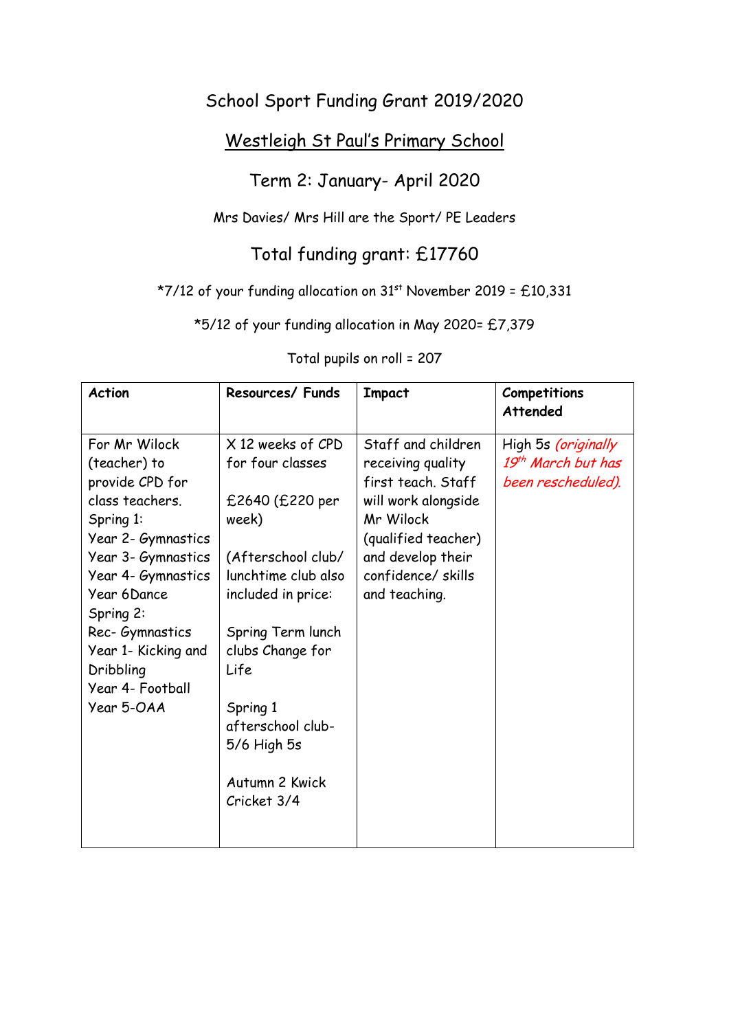# School Sport Funding Grant 2019/2020

## Westleigh St Paul's Primary School

## Term 2: January- April 2020

Mrs Davies/ Mrs Hill are the Sport/ PE Leaders

## Total funding grant: £17760

*7/12 of your funding allocation on 31st November 2019 = £10,331

*5/12 of your funding allocation in May 2020= £7,379

Total pupils on roll = 207

| **Action** | **Resources/ Funds** | **Impact** | **Competitions Attended** |
|---|---|---|---|
| For Mr Wilock (teacher) to provide CPD for class teachers.<br>Spring 1:<br>Year 2- Gymnastics<br>Year 3- Gymnastics<br>Year 4- Gymnastics<br>Year 6Dance<br>Spring 2:<br>Rec- Gymnastics<br>Year 1- Kicking and Dribbling<br>Year 4- Football<br>Year 5-OAA | X 12 weeks of CPD for four classes<br><br>£2640 (£220 per week)<br><br>(Afterschool club/ lunchtime club also included in price:<br><br>Spring Term lunch clubs Change for Life<br><br>Spring 1 afterschool club- 5/6 High 5s<br><br>Autumn 2 Kwick Cricket 3/4 | Staff and children receiving quality first teach. Staff will work alongside Mr Wilock (qualified teacher) and develop their confidence/ skills and teaching. | High 5s *(originally 19th March but has been rescheduled).* |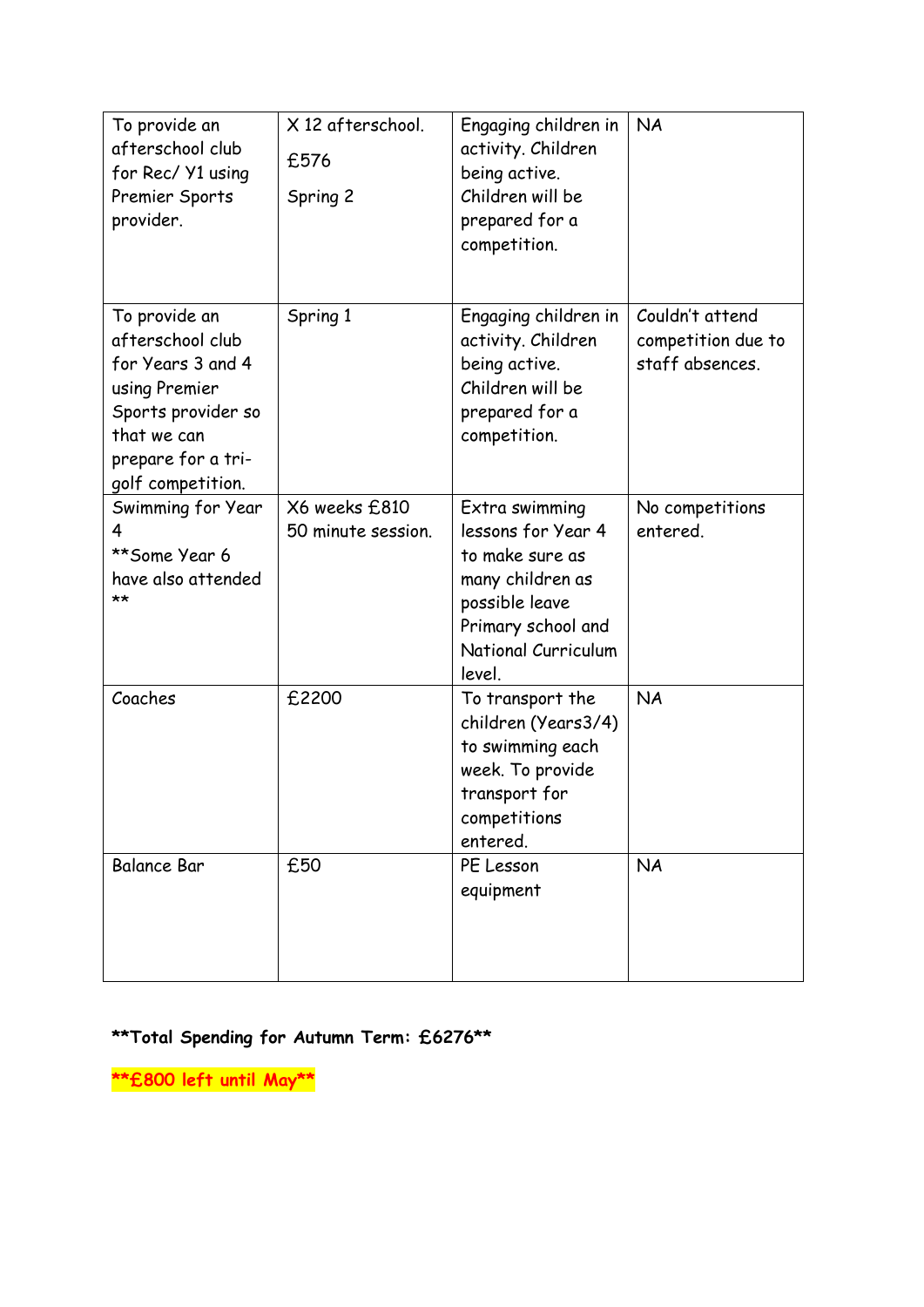| | | | |
|---|---|---|---|
| To provide an afterschool club for Rec/ Y1 using Premier Sports provider. | X 12 afterschool.<br><br>£576<br><br>Spring 2 | Engaging children in activity. Children being active. Children will be prepared for a competition. | NA |
| To provide an afterschool club for Years 3 and 4 using Premier Sports provider so that we can prepare for a tri-golf competition. | Spring 1 | Engaging children in activity. Children being active. Children will be prepared for a competition. | Couldn't attend competition due to staff absences. |
| Swimming for Year 4<br>**Some Year 6 have also attended ** | X6 weeks £810<br>50 minute session. | Extra swimming lessons for Year 4 to make sure as many children as possible leave Primary school and National Curriculum level. | No competitions entered. |
| Coaches | £2200 | To transport the children (Years3/4) to swimming each week. To provide transport for competitions entered. | NA |
| Balance Bar | £50 | PE Lesson equipment | NA |

**Total Spending for Autumn Term: £6276**

**£800 left until May**